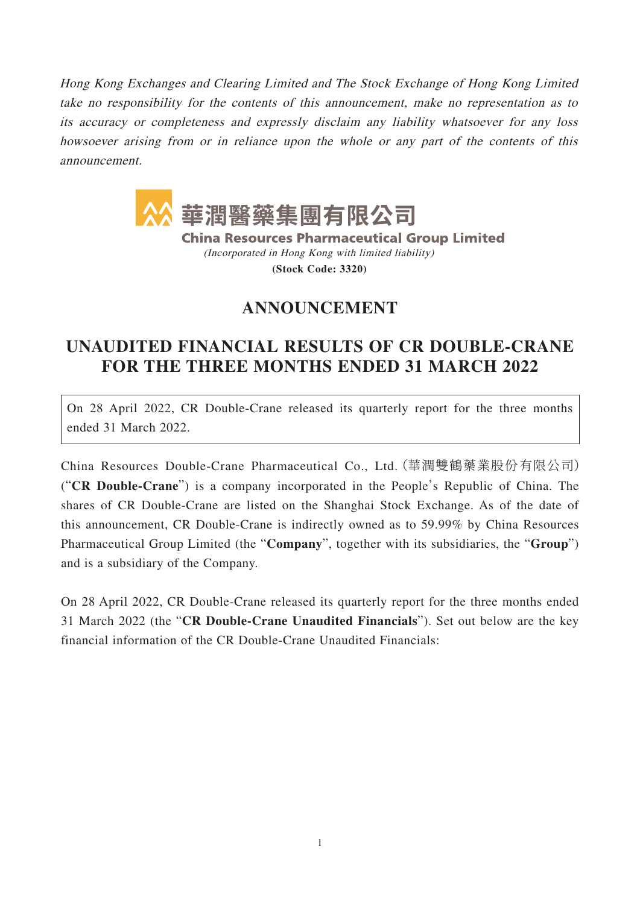*Hong Kong Exchanges and Clearing Limited and The Stock Exchange of Hong Kong Limited take no responsibility for the contents of this announcement, make no representation as to its accuracy or completeness and expressly disclaim any liability whatsoever for any loss howsoever arising from or in reliance upon the whole or any part of the contents of this announcement.*

**華潤醫藥集團有限公司**

**China Resources Pharmaceutical Group Limited**

*(Incorporated in Hong Kong with limited liability)*

**(Stock Code: 3320)**

# ANNOUNCEMENT

# UNAUDITED FINANCIAL RESULTS OF CR DOUBLE-CRANE FOR THE THREE MONTHS ENDED 31 MARCH 2022

On 28 April 2022, CR Double-Crane released its quarterly report for the three months ended 31 March 2022.

China Resources Double-Crane Pharmaceutical Co., Ltd. (華潤雙鶴藥業股份有限公司) ("**CR Double-Crane**") is a company incorporated in the People's Republic of China. The shares of CR Double-Crane are listed on the Shanghai Stock Exchange. As of the date of this announcement, CR Double-Crane is indirectly owned as to 59.99% by China Resources Pharmaceutical Group Limited (the "**Company**", together with its subsidiaries, the "**Group**") and is a subsidiary of the Company.

On 28 April 2022, CR Double-Crane released its quarterly report for the three months ended 31 March 2022 (the "**CR Double-Crane Unaudited Financials**"). Set out below are the key financial information of the CR Double-Crane Unaudited Financials: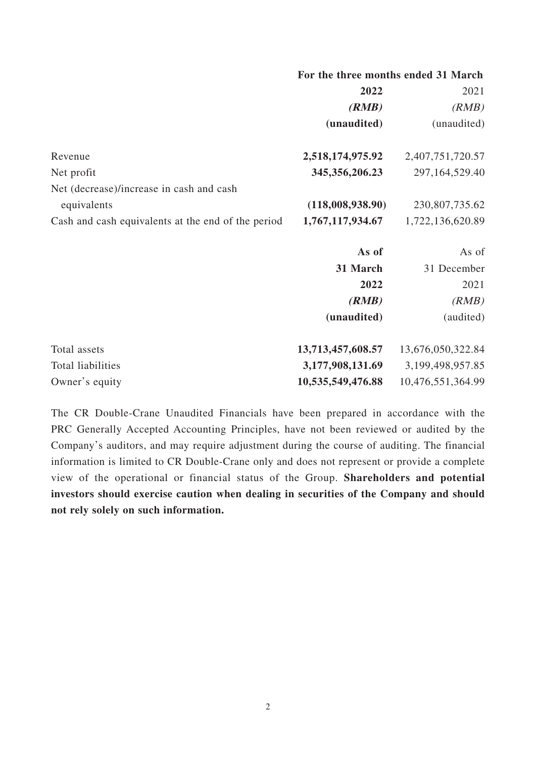| | For the three months ended 31 March | |
|---|---|---|
| | **2022** | 2021 |
| | ***(RMB)*** | *(RMB)* |
| | **(unaudited)** | (unaudited) |
| Revenue | **2,518,174,975.92** | 2,407,751,720.57 |
| Net profit | **345,356,206.23** | 297,164,529.40 |
| Net (decrease)/increase in cash and cash equivalents | **(118,008,938.90)** | 230,807,735.62 |
| Cash and cash equivalents at the end of the period | **1,767,117,934.67** | 1,722,136,620.89 |

| | **As of 31 March 2022** | As of 31 December 2021 |
|---|---|---|
| | ***(RMB)*** | *(RMB)* |
| | **(unaudited)** | (audited) |
| Total assets | **13,713,457,608.57** | 13,676,050,322.84 |
| Total liabilities | **3,177,908,131.69** | 3,199,498,957.85 |
| Owner's equity | **10,535,549,476.88** | 10,476,551,364.99 |

The CR Double-Crane Unaudited Financials have been prepared in accordance with the PRC Generally Accepted Accounting Principles, have not been reviewed or audited by the Company's auditors, and may require adjustment during the course of auditing. The financial information is limited to CR Double-Crane only and does not represent or provide a complete view of the operational or financial status of the Group. **Shareholders and potential investors should exercise caution when dealing in securities of the Company and should not rely solely on such information.**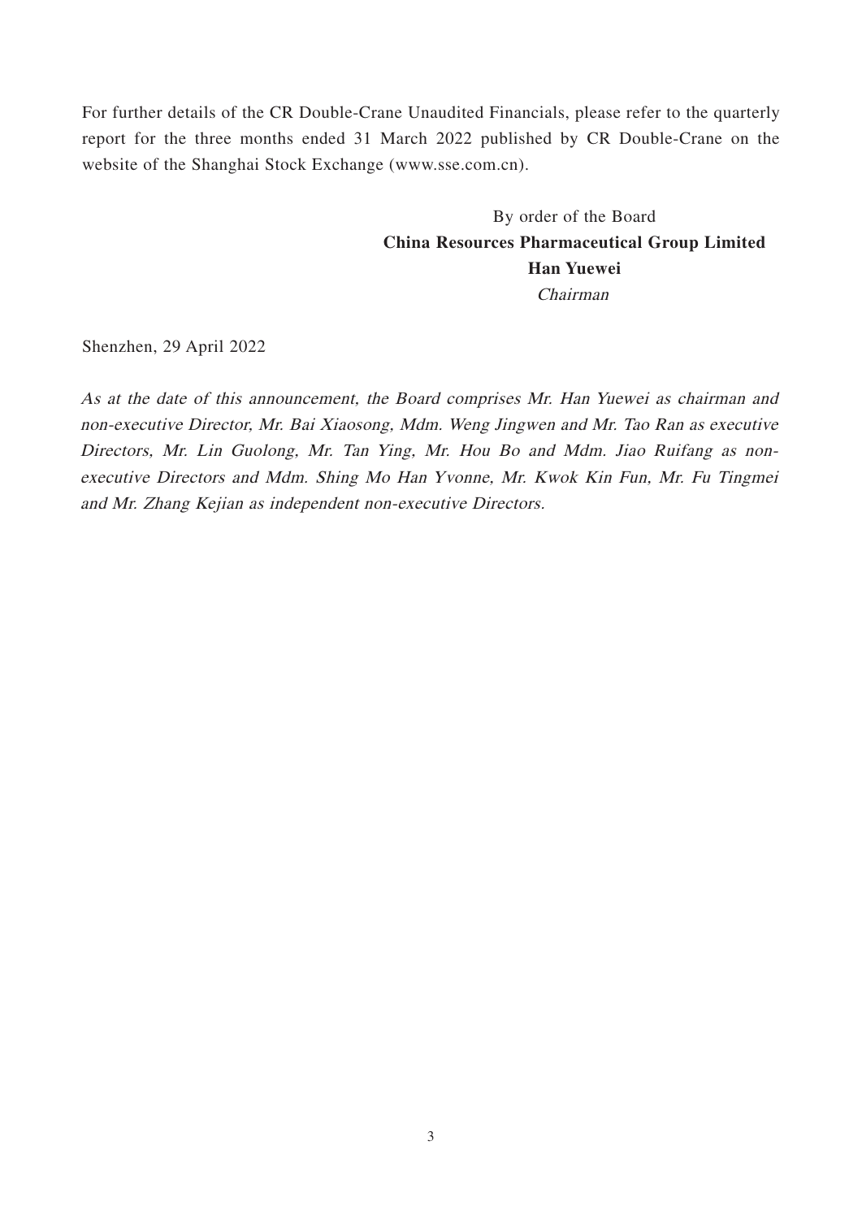For further details of the CR Double-Crane Unaudited Financials, please refer to the quarterly report for the three months ended 31 March 2022 published by CR Double-Crane on the website of the Shanghai Stock Exchange (www.sse.com.cn).

By order of the Board
**China Resources Pharmaceutical Group Limited**
**Han Yuewei**
*Chairman*

Shenzhen, 29 April 2022

*As at the date of this announcement, the Board comprises Mr. Han Yuewei as chairman and non-executive Director, Mr. Bai Xiaosong, Mdm. Weng Jingwen and Mr. Tao Ran as executive Directors, Mr. Lin Guolong, Mr. Tan Ying, Mr. Hou Bo and Mdm. Jiao Ruifang as non-executive Directors and Mdm. Shing Mo Han Yvonne, Mr. Kwok Kin Fun, Mr. Fu Tingmei and Mr. Zhang Kejian as independent non-executive Directors.*